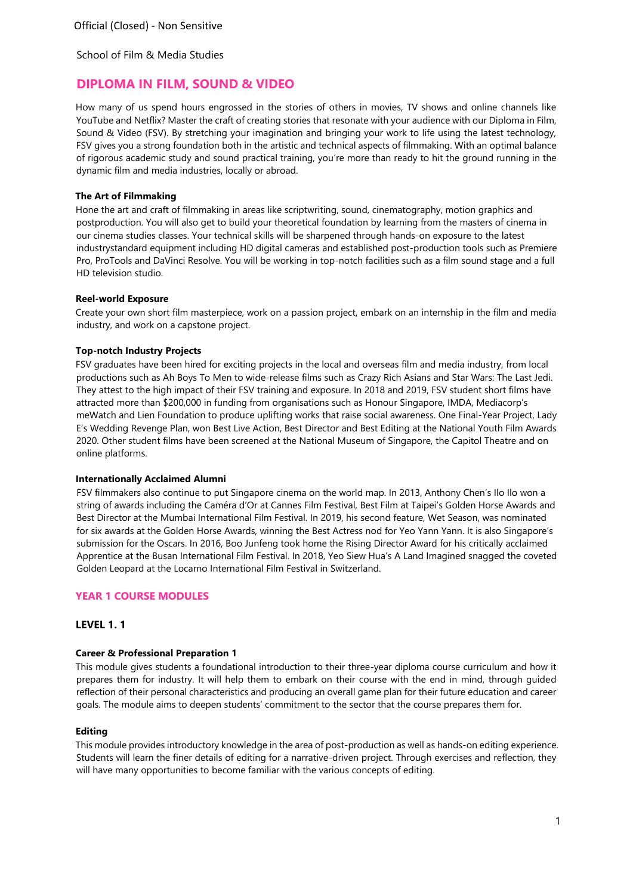School of Film & Media Studies

# DIPLOMA IN FILM, SOUND & VIDEO

How many of us spend hours engrossed in the stories of others in movies, TV shows and online channels like YouTube and Netflix? Master the craft of creating stories that resonate with your audience with our Diploma in Film, Sound & Video (FSV). By stretching your imagination and bringing your work to life using the latest technology, FSV gives you a strong foundation both in the artistic and technical aspects of filmmaking. With an optimal balance of rigorous academic study and sound practical training, you're more than ready to hit the ground running in the dynamic film and media industries, locally or abroad.

**The Art of Filmmaking**

Hone the art and craft of filmmaking in areas like scriptwriting, sound, cinematography, motion graphics and postproduction. You will also get to build your theoretical foundation by learning from the masters of cinema in our cinema studies classes. Your technical skills will be sharpened through hands-on exposure to the latest industrystandard equipment including HD digital cameras and established post-production tools such as Premiere Pro, ProTools and DaVinci Resolve. You will be working in top-notch facilities such as a film sound stage and a full HD television studio.

**Reel-world Exposure**

Create your own short film masterpiece, work on a passion project, embark on an internship in the film and media industry, and work on a capstone project.

**Top-notch Industry Projects**

FSV graduates have been hired for exciting projects in the local and overseas film and media industry, from local productions such as Ah Boys To Men to wide-release films such as Crazy Rich Asians and Star Wars: The Last Jedi. They attest to the high impact of their FSV training and exposure. In 2018 and 2019, FSV student short films have attracted more than $200,000 in funding from organisations such as Honour Singapore, IMDA, Mediacorp's meWatch and Lien Foundation to produce uplifting works that raise social awareness. One Final-Year Project, Lady E's Wedding Revenge Plan, won Best Live Action, Best Director and Best Editing at the National Youth Film Awards 2020. Other student films have been screened at the National Museum of Singapore, the Capitol Theatre and on online platforms.

**Internationally Acclaimed Alumni**

FSV filmmakers also continue to put Singapore cinema on the world map. In 2013, Anthony Chen's Ilo Ilo won a string of awards including the Caméra d'Or at Cannes Film Festival, Best Film at Taipei's Golden Horse Awards and Best Director at the Mumbai International Film Festival. In 2019, his second feature, Wet Season, was nominated for six awards at the Golden Horse Awards, winning the Best Actress nod for Yeo Yann Yann. It is also Singapore's submission for the Oscars. In 2016, Boo Junfeng took home the Rising Director Award for his critically acclaimed Apprentice at the Busan International Film Festival. In 2018, Yeo Siew Hua's A Land Imagined snagged the coveted Golden Leopard at the Locarno International Film Festival in Switzerland.

## YEAR 1 COURSE MODULES

### LEVEL 1. 1

**Career & Professional Preparation 1**

This module gives students a foundational introduction to their three-year diploma course curriculum and how it prepares them for industry. It will help them to embark on their course with the end in mind, through guided reflection of their personal characteristics and producing an overall game plan for their future education and career goals. The module aims to deepen students' commitment to the sector that the course prepares them for.

**Editing**

This module provides introductory knowledge in the area of post-production as well as hands-on editing experience. Students will learn the finer details of editing for a narrative-driven project. Through exercises and reflection, they will have many opportunities to become familiar with the various concepts of editing.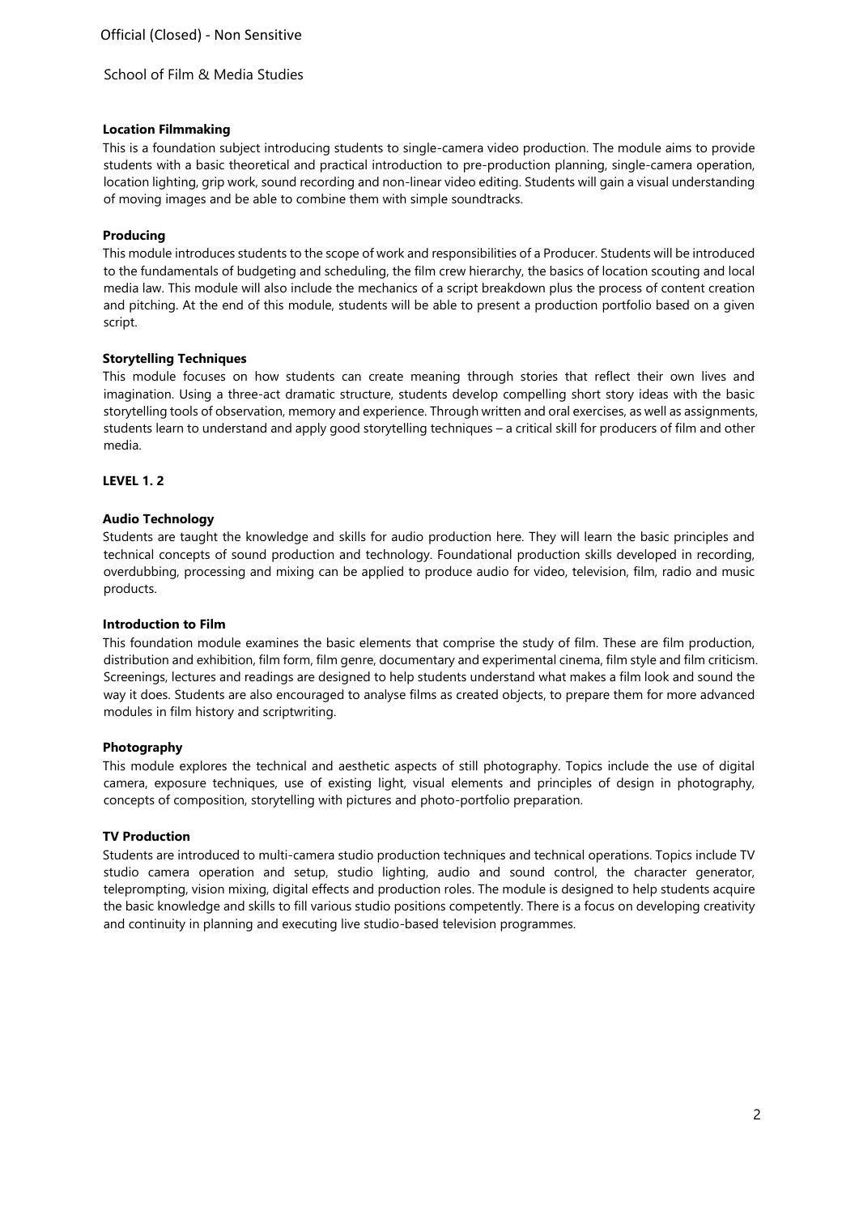### Location Filmmaking

This is a foundation subject introducing students to single-camera video production. The module aims to provide students with a basic theoretical and practical introduction to pre-production planning, single-camera operation, location lighting, grip work, sound recording and non-linear video editing. Students will gain a visual understanding of moving images and be able to combine them with simple soundtracks.

### Producing

This module introduces students to the scope of work and responsibilities of a Producer. Students will be introduced to the fundamentals of budgeting and scheduling, the film crew hierarchy, the basics of location scouting and local media law. This module will also include the mechanics of a script breakdown plus the process of content creation and pitching. At the end of this module, students will be able to present a production portfolio based on a given script.

### Storytelling Techniques

This module focuses on how students can create meaning through stories that reflect their own lives and imagination. Using a three-act dramatic structure, students develop compelling short story ideas with the basic storytelling tools of observation, memory and experience. Through written and oral exercises, as well as assignments, students learn to understand and apply good storytelling techniques – a critical skill for producers of film and other media.

## LEVEL 1. 2

### Audio Technology

Students are taught the knowledge and skills for audio production here. They will learn the basic principles and technical concepts of sound production and technology. Foundational production skills developed in recording, overdubbing, processing and mixing can be applied to produce audio for video, television, film, radio and music products.

### Introduction to Film

This foundation module examines the basic elements that comprise the study of film. These are film production, distribution and exhibition, film form, film genre, documentary and experimental cinema, film style and film criticism. Screenings, lectures and readings are designed to help students understand what makes a film look and sound the way it does. Students are also encouraged to analyse films as created objects, to prepare them for more advanced modules in film history and scriptwriting.

### Photography

This module explores the technical and aesthetic aspects of still photography. Topics include the use of digital camera, exposure techniques, use of existing light, visual elements and principles of design in photography, concepts of composition, storytelling with pictures and photo-portfolio preparation.

### TV Production

Students are introduced to multi-camera studio production techniques and technical operations. Topics include TV studio camera operation and setup, studio lighting, audio and sound control, the character generator, teleprompting, vision mixing, digital effects and production roles. The module is designed to help students acquire the basic knowledge and skills to fill various studio positions competently. There is a focus on developing creativity and continuity in planning and executing live studio-based television programmes.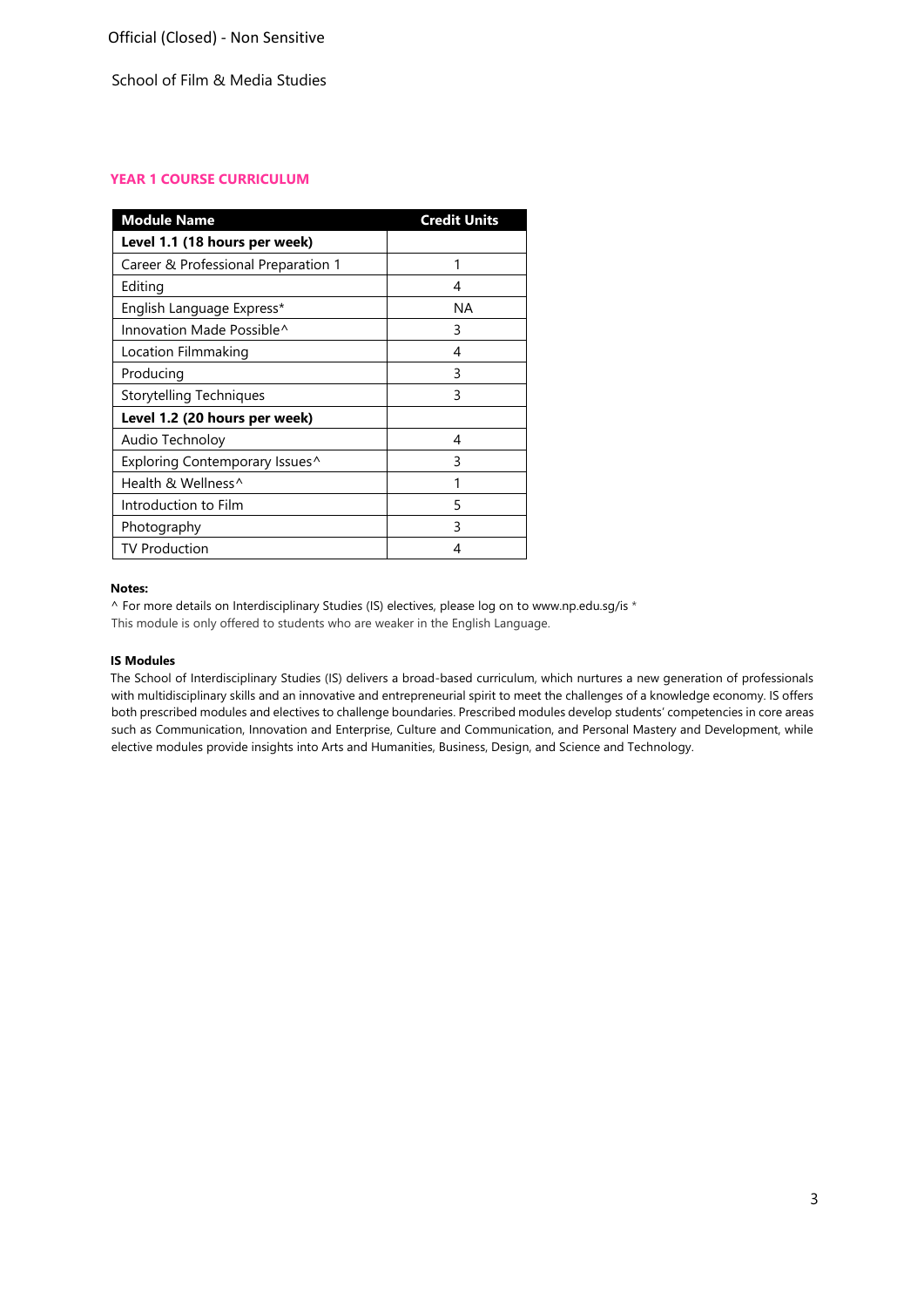Official (Closed) - Non Sensitive

School of Film & Media Studies

## YEAR 1 COURSE CURRICULUM

| Module Name | Credit Units |
|---|---|
| **Level 1.1 (18 hours per week)** | |
| Career & Professional Preparation 1 | 1 |
| Editing | 4 |
| English Language Express* | NA |
| Innovation Made Possible^ | 3 |
| Location Filmmaking | 4 |
| Producing | 3 |
| Storytelling Techniques | 3 |
| **Level 1.2 (20 hours per week)** | |
| Audio Technoloy | 4 |
| Exploring Contemporary Issues^ | 3 |
| Health & Wellness^ | 1 |
| Introduction to Film | 5 |
| Photography | 3 |
| TV Production | 4 |

**Notes:**

^ For more details on Interdisciplinary Studies (IS) electives, please log on to www.np.edu.sg/is *
This module is only offered to students who are weaker in the English Language.

**IS Modules**

The School of Interdisciplinary Studies (IS) delivers a broad-based curriculum, which nurtures a new generation of professionals with multidisciplinary skills and an innovative and entrepreneurial spirit to meet the challenges of a knowledge economy. IS offers both prescribed modules and electives to challenge boundaries. Prescribed modules develop students' competencies in core areas such as Communication, Innovation and Enterprise, Culture and Communication, and Personal Mastery and Development, while elective modules provide insights into Arts and Humanities, Business, Design, and Science and Technology.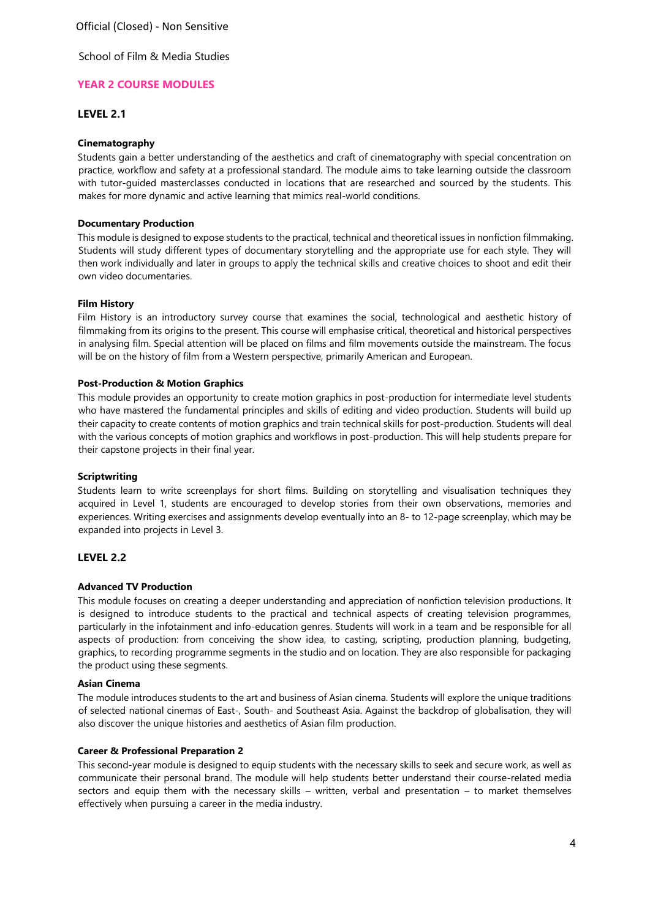School of Film & Media Studies

## YEAR 2 COURSE MODULES

### LEVEL 2.1

**Cinematography**

Students gain a better understanding of the aesthetics and craft of cinematography with special concentration on practice, workflow and safety at a professional standard. The module aims to take learning outside the classroom with tutor-guided masterclasses conducted in locations that are researched and sourced by the students. This makes for more dynamic and active learning that mimics real-world conditions.

**Documentary Production**

This module is designed to expose students to the practical, technical and theoretical issues in nonfiction filmmaking. Students will study different types of documentary storytelling and the appropriate use for each style. They will then work individually and later in groups to apply the technical skills and creative choices to shoot and edit their own video documentaries.

**Film History**

Film History is an introductory survey course that examines the social, technological and aesthetic history of filmmaking from its origins to the present. This course will emphasise critical, theoretical and historical perspectives in analysing film. Special attention will be placed on films and film movements outside the mainstream. The focus will be on the history of film from a Western perspective, primarily American and European.

**Post-Production & Motion Graphics**

This module provides an opportunity to create motion graphics in post-production for intermediate level students who have mastered the fundamental principles and skills of editing and video production. Students will build up their capacity to create contents of motion graphics and train technical skills for post-production. Students will deal with the various concepts of motion graphics and workflows in post-production. This will help students prepare for their capstone projects in their final year.

**Scriptwriting**

Students learn to write screenplays for short films. Building on storytelling and visualisation techniques they acquired in Level 1, students are encouraged to develop stories from their own observations, memories and experiences. Writing exercises and assignments develop eventually into an 8- to 12-page screenplay, which may be expanded into projects in Level 3.

### LEVEL 2.2

**Advanced TV Production**

This module focuses on creating a deeper understanding and appreciation of nonfiction television productions. It is designed to introduce students to the practical and technical aspects of creating television programmes, particularly in the infotainment and info-education genres. Students will work in a team and be responsible for all aspects of production: from conceiving the show idea, to casting, scripting, production planning, budgeting, graphics, to recording programme segments in the studio and on location. They are also responsible for packaging the product using these segments.

**Asian Cinema**

The module introduces students to the art and business of Asian cinema. Students will explore the unique traditions of selected national cinemas of East-, South- and Southeast Asia. Against the backdrop of globalisation, they will also discover the unique histories and aesthetics of Asian film production.

**Career & Professional Preparation 2**

This second-year module is designed to equip students with the necessary skills to seek and secure work, as well as communicate their personal brand. The module will help students better understand their course-related media sectors and equip them with the necessary skills – written, verbal and presentation – to market themselves effectively when pursuing a career in the media industry.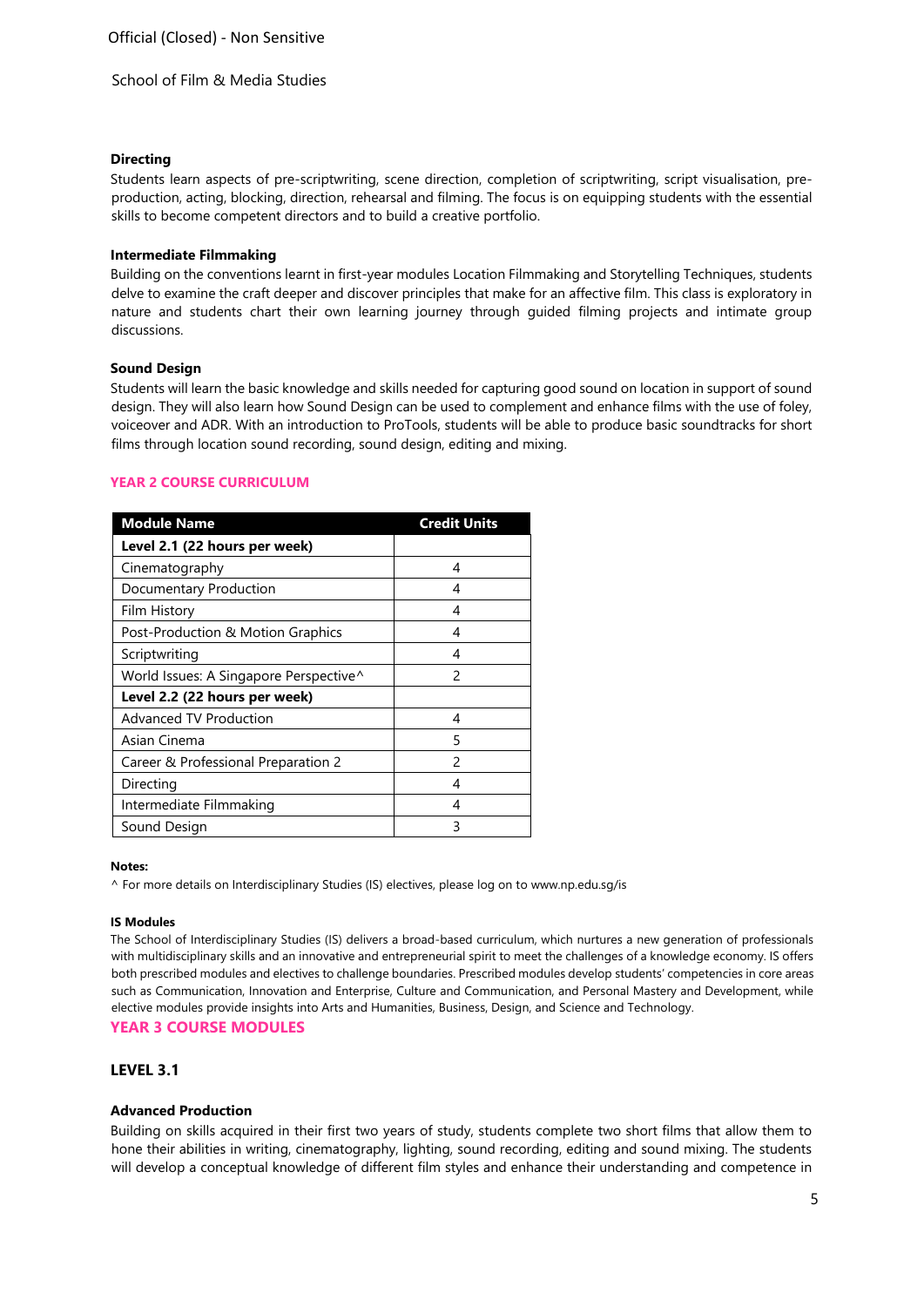### Directing

Students learn aspects of pre-scriptwriting, scene direction, completion of scriptwriting, script visualisation, pre-production, acting, blocking, direction, rehearsal and filming. The focus is on equipping students with the essential skills to become competent directors and to build a creative portfolio.

### Intermediate Filmmaking

Building on the conventions learnt in first-year modules Location Filmmaking and Storytelling Techniques, students delve to examine the craft deeper and discover principles that make for an affective film. This class is exploratory in nature and students chart their own learning journey through guided filming projects and intimate group discussions.

### Sound Design

Students will learn the basic knowledge and skills needed for capturing good sound on location in support of sound design. They will also learn how Sound Design can be used to complement and enhance films with the use of foley, voiceover and ADR. With an introduction to ProTools, students will be able to produce basic soundtracks for short films through location sound recording, sound design, editing and mixing.

## YEAR 2 COURSE CURRICULUM

| Module Name | Credit Units |
|---|---|
| **Level 2.1 (22 hours per week)** | |
| Cinematography | 4 |
| Documentary Production | 4 |
| Film History | 4 |
| Post-Production & Motion Graphics | 4 |
| Scriptwriting | 4 |
| World Issues: A Singapore Perspective^ | 2 |
| **Level 2.2 (22 hours per week)** | |
| Advanced TV Production | 4 |
| Asian Cinema | 5 |
| Career & Professional Preparation 2 | 2 |
| Directing | 4 |
| Intermediate Filmmaking | 4 |
| Sound Design | 3 |

**Notes:**

^ For more details on Interdisciplinary Studies (IS) electives, please log on to www.np.edu.sg/is

**IS Modules**

The School of Interdisciplinary Studies (IS) delivers a broad-based curriculum, which nurtures a new generation of professionals with multidisciplinary skills and an innovative and entrepreneurial spirit to meet the challenges of a knowledge economy. IS offers both prescribed modules and electives to challenge boundaries. Prescribed modules develop students' competencies in core areas such as Communication, Innovation and Enterprise, Culture and Communication, and Personal Mastery and Development, while elective modules provide insights into Arts and Humanities, Business, Design, and Science and Technology.

## YEAR 3 COURSE MODULES

## LEVEL 3.1

### Advanced Production

Building on skills acquired in their first two years of study, students complete two short films that allow them to hone their abilities in writing, cinematography, lighting, sound recording, editing and sound mixing. The students will develop a conceptual knowledge of different film styles and enhance their understanding and competence in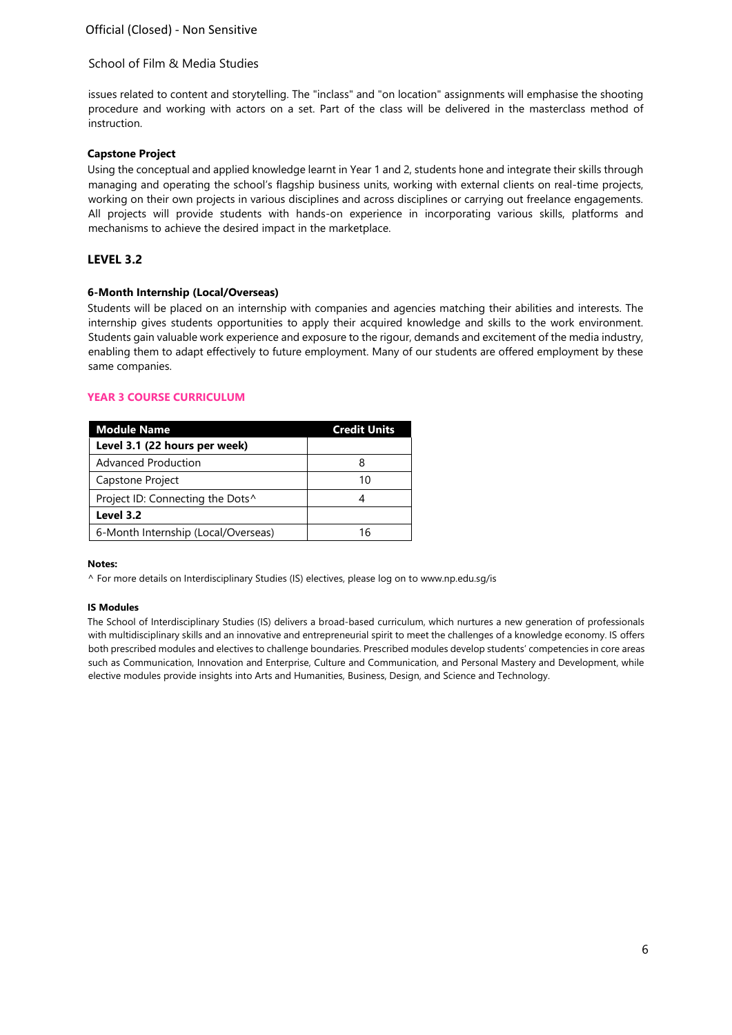issues related to content and storytelling. The "inclass" and "on location" assignments will emphasise the shooting procedure and working with actors on a set. Part of the class will be delivered in the masterclass method of instruction.

**Capstone Project**

Using the conceptual and applied knowledge learnt in Year 1 and 2, students hone and integrate their skills through managing and operating the school's flagship business units, working with external clients on real-time projects, working on their own projects in various disciplines and across disciplines or carrying out freelance engagements. All projects will provide students with hands-on experience in incorporating various skills, platforms and mechanisms to achieve the desired impact in the marketplace.

## LEVEL 3.2

**6-Month Internship (Local/Overseas)**

Students will be placed on an internship with companies and agencies matching their abilities and interests. The internship gives students opportunities to apply their acquired knowledge and skills to the work environment. Students gain valuable work experience and exposure to the rigour, demands and excitement of the media industry, enabling them to adapt effectively to future employment. Many of our students are offered employment by these same companies.

### YEAR 3 COURSE CURRICULUM

| Module Name | Credit Units |
|---|---|
| **Level 3.1 (22 hours per week)** | |
| Advanced Production | 8 |
| Capstone Project | 10 |
| Project ID: Connecting the Dots^ | 4 |
| **Level 3.2** | |
| 6-Month Internship (Local/Overseas) | 16 |

**Notes:**

^ For more details on Interdisciplinary Studies (IS) electives, please log on to www.np.edu.sg/is

**IS Modules**

The School of Interdisciplinary Studies (IS) delivers a broad-based curriculum, which nurtures a new generation of professionals with multidisciplinary skills and an innovative and entrepreneurial spirit to meet the challenges of a knowledge economy. IS offers both prescribed modules and electives to challenge boundaries. Prescribed modules develop students' competencies in core areas such as Communication, Innovation and Enterprise, Culture and Communication, and Personal Mastery and Development, while elective modules provide insights into Arts and Humanities, Business, Design, and Science and Technology.